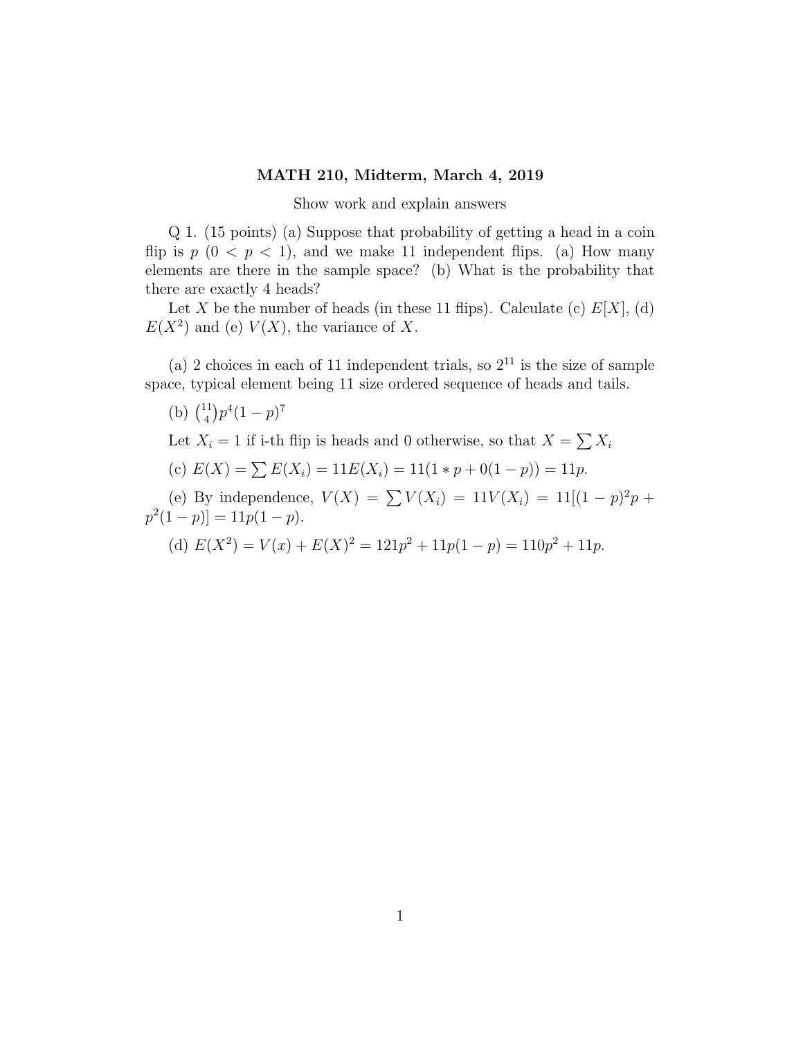**MATH 210, Midterm, March 4, 2019**

Show work and explain answers

Q 1. (15 points) (a) Suppose that probability of getting a head in a coin flip is $p$ ($0 < p < 1$), and we make 11 independent flips. (a) How many elements are there in the sample space? (b) What is the probability that there are exactly 4 heads?

Let $X$ be the number of heads (in these 11 flips). Calculate (c) $E[X]$, (d) $E(X^2)$ and (e) $V(X)$, the variance of $X$.

(a) 2 choices in each of 11 independent trials, so $2^{11}$ is the size of sample space, typical element being 11 size ordered sequence of heads and tails.

(b) $\binom{11}{4}p^4(1-p)^7$

Let $X_i = 1$ if i-th flip is heads and 0 otherwise, so that $X = \sum X_i$

(c) $E(X) = \sum E(X_i) = 11E(X_i) = 11(1 * p + 0(1-p)) = 11p$.

(e) By independence, $V(X) = \sum V(X_i) = 11V(X_i) = 11[(1-p)^2 p + p^2(1-p)] = 11p(1-p)$.

(d) $E(X^2) = V(x) + E(X)^2 = 121p^2 + 11p(1-p) = 110p^2 + 11p$.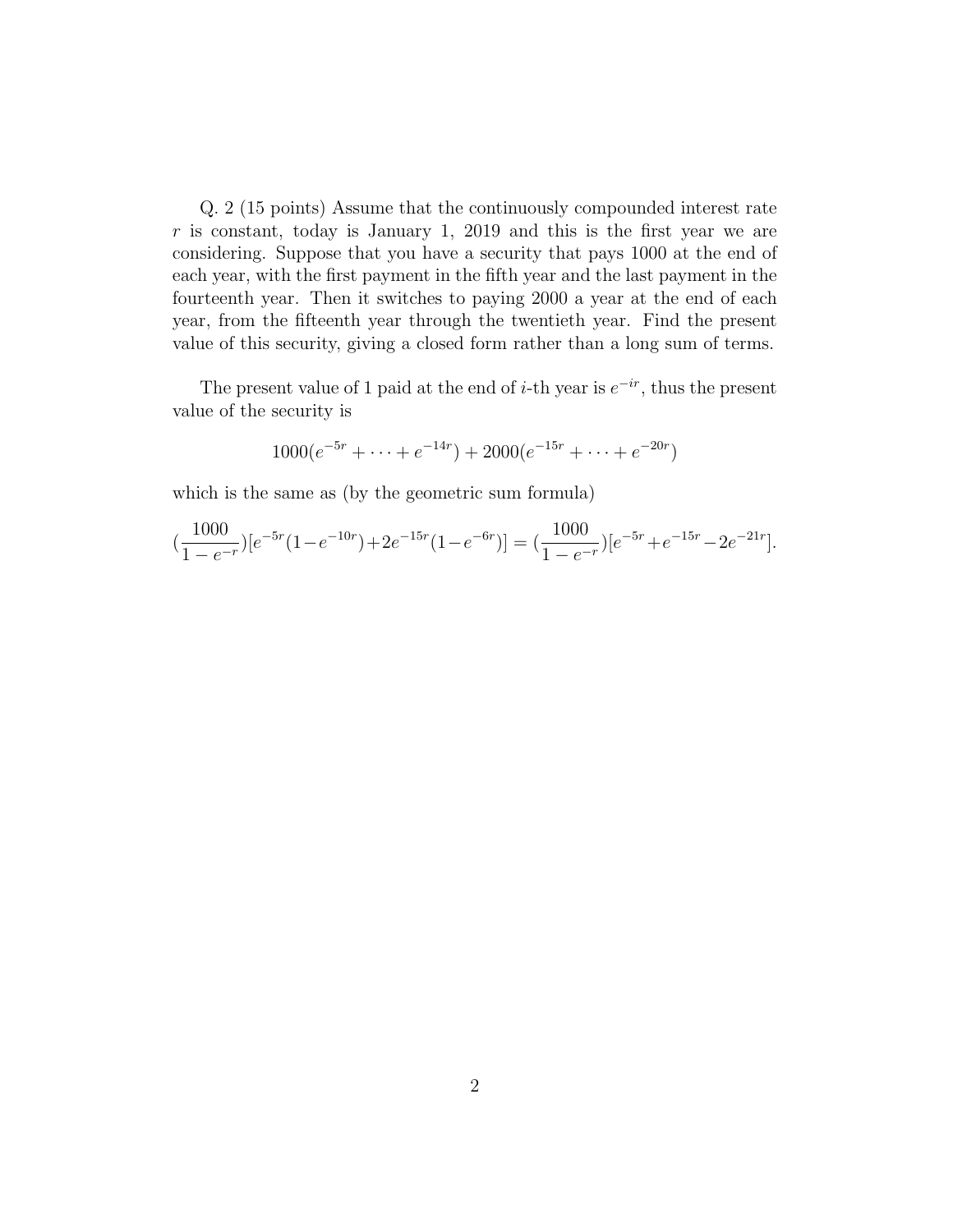Q. 2 (15 points) Assume that the continuously compounded interest rate $r$ is constant, today is January 1, 2019 and this is the first year we are considering. Suppose that you have a security that pays 1000 at the end of each year, with the first payment in the fifth year and the last payment in the fourteenth year. Then it switches to paying 2000 a year at the end of each year, from the fifteenth year through the twentieth year. Find the present value of this security, giving a closed form rather than a long sum of terms.

The present value of 1 paid at the end of $i$-th year is $e^{-ir}$, thus the present value of the security is

$$1000(e^{-5r} + \cdots + e^{-14r}) + 2000(e^{-15r} + \cdots + e^{-20r})$$

which is the same as (by the geometric sum formula)

$$(\frac{1000}{1-e^{-r}})[e^{-5r}(1-e^{-10r})+2e^{-15r}(1-e^{-6r})] = (\frac{1000}{1-e^{-r}})[e^{-5r}+e^{-15r}-2e^{-21r}].$$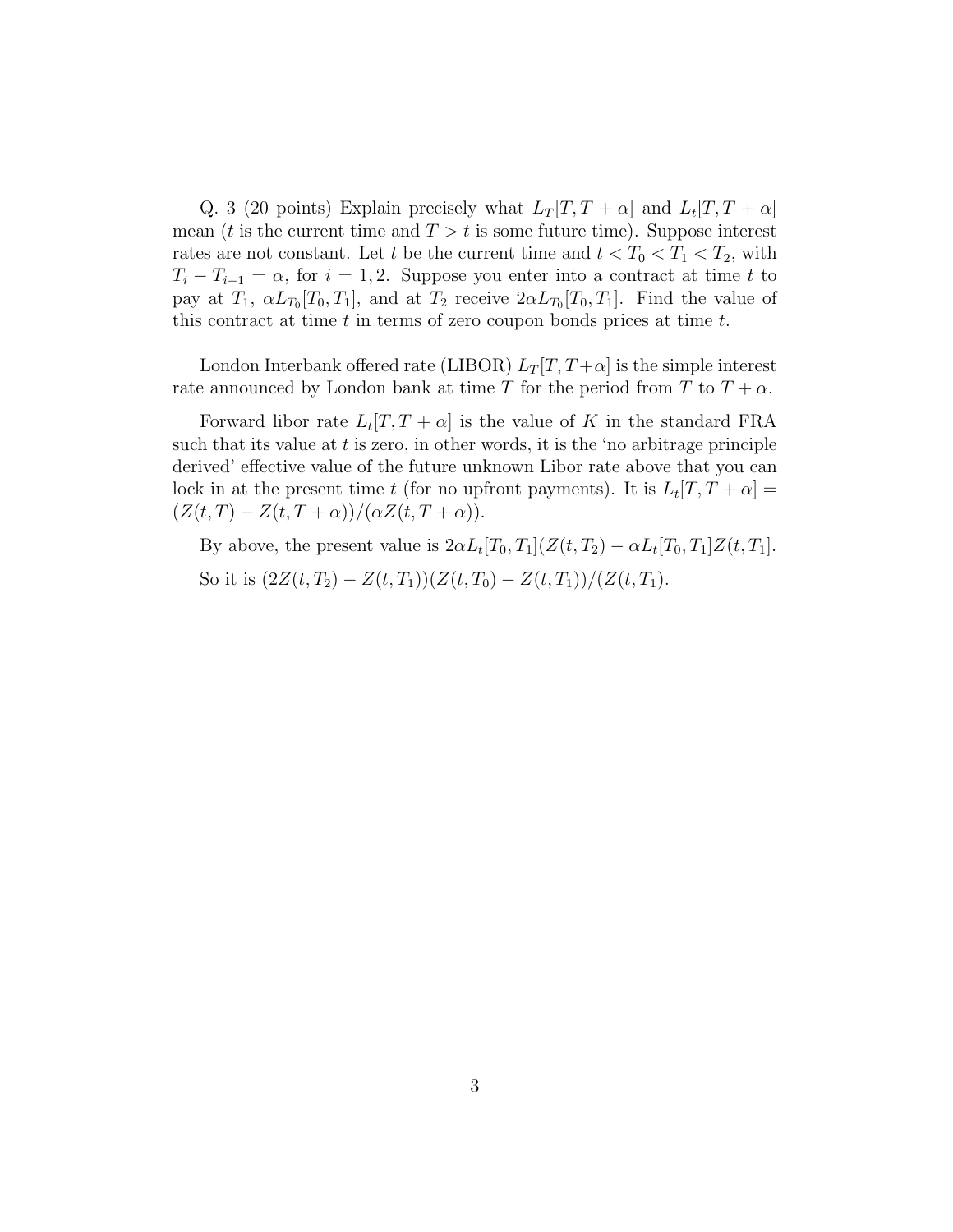Q. 3 (20 points) Explain precisely what $L_T[T, T+\alpha]$ and $L_t[T, T+\alpha]$ mean ($t$ is the current time and $T > t$ is some future time). Suppose interest rates are not constant. Let $t$ be the current time and $t < T_0 < T_1 < T_2$, with $T_i - T_{i-1} = \alpha$, for $i = 1, 2$. Suppose you enter into a contract at time $t$ to pay at $T_1$, $\alpha L_{T_0}[T_0, T_1]$, and at $T_2$ receive $2\alpha L_{T_0}[T_0, T_1]$. Find the value of this contract at time $t$ in terms of zero coupon bonds prices at time $t$.

London Interbank offered rate (LIBOR) $L_T[T, T+\alpha]$ is the simple interest rate announced by London bank at time $T$ for the period from $T$ to $T+\alpha$.

Forward libor rate $L_t[T, T+\alpha]$ is the value of $K$ in the standard FRA such that its value at $t$ is zero, in other words, it is the 'no arbitrage principle derived' effective value of the future unknown Libor rate above that you can lock in at the present time $t$ (for no upfront payments). It is $L_t[T, T+\alpha] = (Z(t,T) - Z(t, T+\alpha))/(\alpha Z(t, T+\alpha))$.

By above, the present value is $2\alpha L_t[T_0, T_1](Z(t, T_2) - \alpha L_t[T_0, T_1]Z(t, T_1]$.

So it is $(2Z(t, T_2) - Z(t, T_1))(Z(t, T_0) - Z(t, T_1))/(Z(t, T_1)$.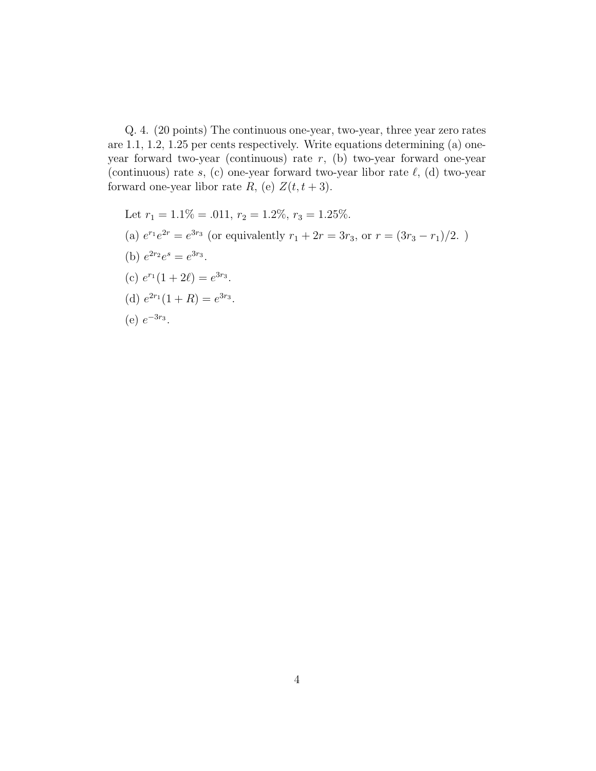Q. 4. (20 points) The continuous one-year, two-year, three year zero rates are 1.1, 1.2, 1.25 per cents respectively. Write equations determining (a) one-year forward two-year (continuous) rate $r$, (b) two-year forward one-year (continuous) rate $s$, (c) one-year forward two-year libor rate $\ell$, (d) two-year forward one-year libor rate $R$, (e) $Z(t, t+3)$.

Let $r_1 = 1.1\% = .011$, $r_2 = 1.2\%$, $r_3 = 1.25\%$.

(a) $e^{r_1} e^{2r} = e^{3r_3}$ (or equivalently $r_1 + 2r = 3r_3$, or $r = (3r_3 - r_1)/2$. )

(b) $e^{2r_2} e^{s} = e^{3r_3}$.

(c) $e^{r_1}(1 + 2\ell) = e^{3r_3}$.

(d) $e^{2r_1}(1 + R) = e^{3r_3}$.

(e) $e^{-3r_3}$.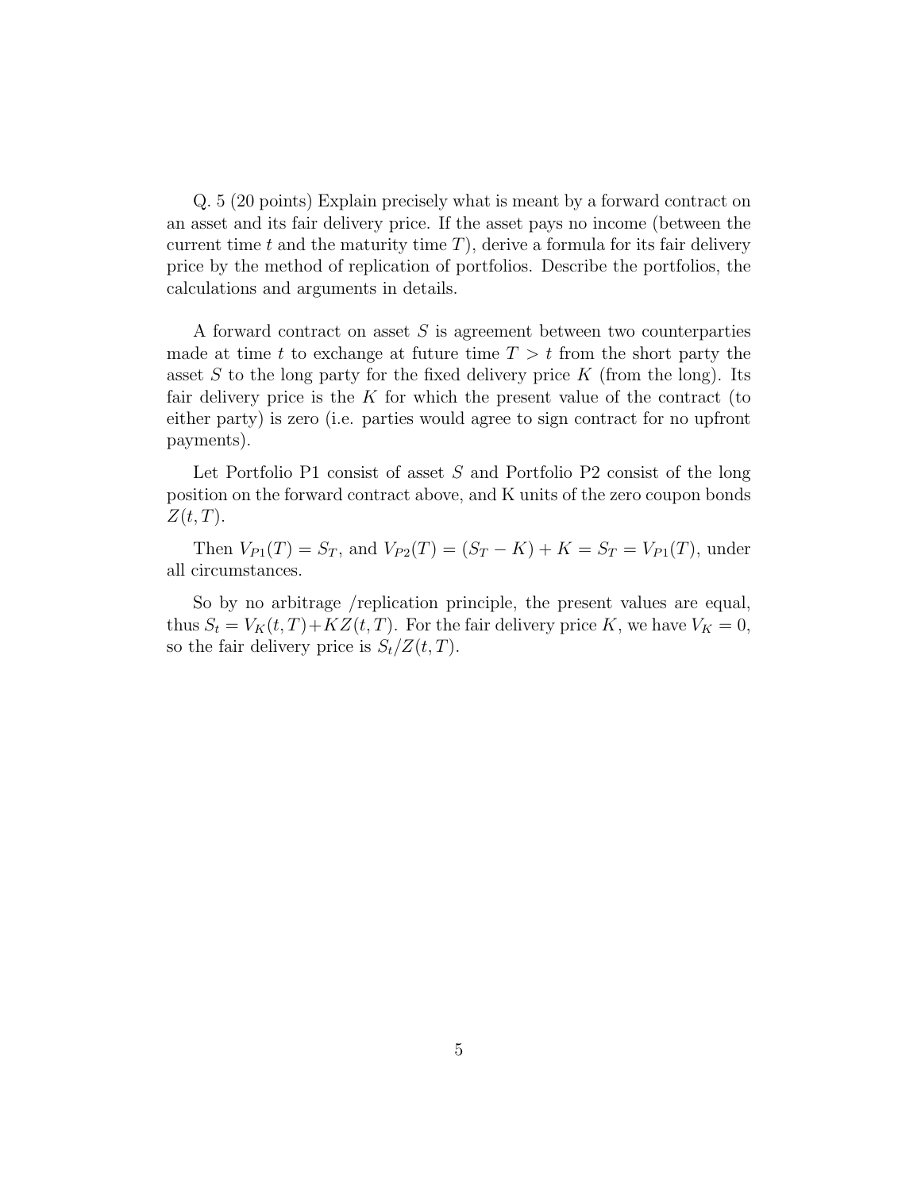Q. 5 (20 points) Explain precisely what is meant by a forward contract on an asset and its fair delivery price. If the asset pays no income (between the current time $t$ and the maturity time $T$), derive a formula for its fair delivery price by the method of replication of portfolios. Describe the portfolios, the calculations and arguments in details.

A forward contract on asset $S$ is agreement between two counterparties made at time $t$ to exchange at future time $T > t$ from the short party the asset $S$ to the long party for the fixed delivery price $K$ (from the long). Its fair delivery price is the $K$ for which the present value of the contract (to either party) is zero (i.e. parties would agree to sign contract for no upfront payments).

Let Portfolio P1 consist of asset $S$ and Portfolio P2 consist of the long position on the forward contract above, and K units of the zero coupon bonds $Z(t, T)$.

Then $V_{P1}(T) = S_T$, and $V_{P2}(T) = (S_T - K) + K = S_T = V_{P1}(T)$, under all circumstances.

So by no arbitrage /replication principle, the present values are equal, thus $S_t = V_K(t, T) + KZ(t, T)$. For the fair delivery price $K$, we have $V_K = 0$, so the fair delivery price is $S_t/Z(t, T)$.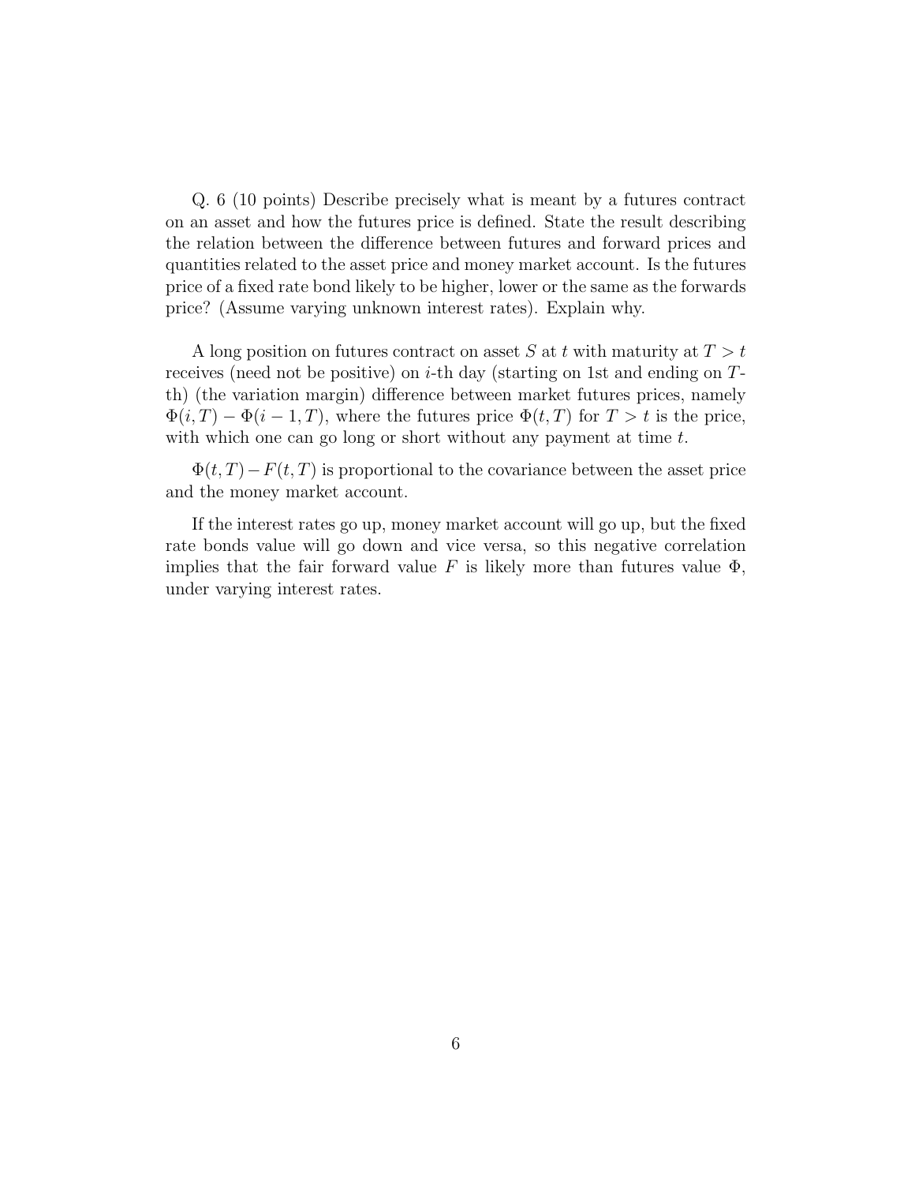Q. 6 (10 points) Describe precisely what is meant by a futures contract on an asset and how the futures price is defined. State the result describing the relation between the difference between futures and forward prices and quantities related to the asset price and money market account. Is the futures price of a fixed rate bond likely to be higher, lower or the same as the forwards price? (Assume varying unknown interest rates). Explain why.

A long position on futures contract on asset $S$ at $t$ with maturity at $T > t$ receives (need not be positive) on $i$-th day (starting on 1st and ending on $T$-th) (the variation margin) difference between market futures prices, namely $\Phi(i, T) - \Phi(i-1, T)$, where the futures price $\Phi(t, T)$ for $T > t$ is the price, with which one can go long or short without any payment at time $t$.

$\Phi(t, T) - F(t, T)$ is proportional to the covariance between the asset price and the money market account.

If the interest rates go up, money market account will go up, but the fixed rate bonds value will go down and vice versa, so this negative correlation implies that the fair forward value $F$ is likely more than futures value $\Phi$, under varying interest rates.